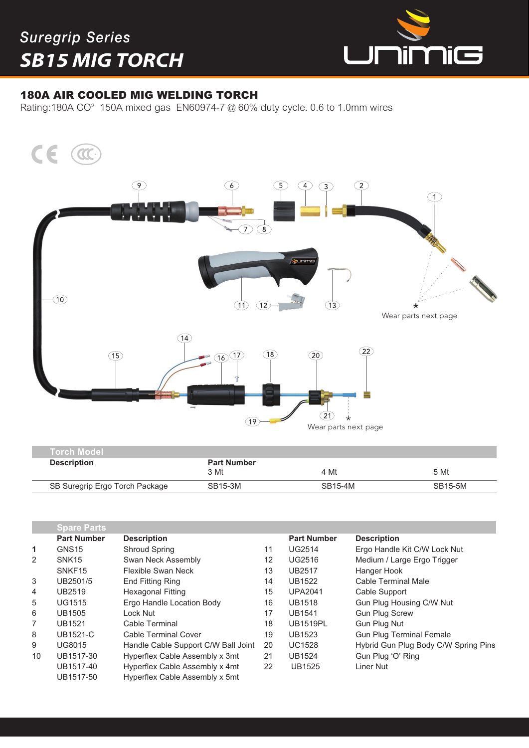*Suregrip Series*

# SB15 MIG TORCH

## 180A AIR COOLED MIG WELDING TORCH

Rating:180A $CO_2$  150A mixed gas  EN60974-7 @ 60% duty cycle. 0.6 to 1.0mm wires

Wear parts next page

Wear parts next page

| Torch Model | | | |
|---|---|---|---|
| **Description** | **Part Number** 3 Mt | 4 Mt | 5 Mt |
| SB Suregrip Ergo Torch Package | SB15-3M | SB15-4M | SB15-5M |

| Spare Parts | | | | | |
|---|---|---|---|---|---|
| | **Part Number** | **Description** | | **Part Number** | **Description** |
| 1 | GNS15 | Shroud Spring | 11 | UG2514 | Ergo Handle Kit C/W Lock Nut |
| 2 | SNK15 | Swan Neck Assembly | 12 | UG2516 | Medium / Large Ergo Trigger |
| | SNKF15 | Flexible Swan Neck | 13 | UB2517 | Hanger Hook |
| 3 | UB2501/5 | End Fitting Ring | 14 | UB1522 | Cable Terminal Male |
| 4 | UB2519 | Hexagonal Fitting | 15 | UPA2041 | Cable Support |
| 5 | UG1515 | Ergo Handle Location Body | 16 | UB1518 | Gun Plug Housing C/W Nut |
| 6 | UB1505 | Lock Nut | 17 | UB1541 | Gun Plug Screw |
| 7 | UB1521 | Cable Terminal | 18 | UB1519PL | Gun Plug Nut |
| 8 | UB1521-C | Cable Terminal Cover | 19 | UB1523 | Gun Plug Terminal Female |
| 9 | UG8015 | Handle Cable Support C/W Ball Joint | 20 | UC1528 | Hybrid Gun Plug Body C/W Spring Pins |
| 10 | UB1517-30 | Hyperflex Cable Assembly x 3mt | 21 | UB1524 | Gun Plug ‘O’ Ring |
| | UB1517-40 | Hyperflex Cable Assembly x 4mt | 22 | UB1525 | Liner Nut |
| | UB1517-50 | Hyperflex Cable Assembly x 5mt | | | |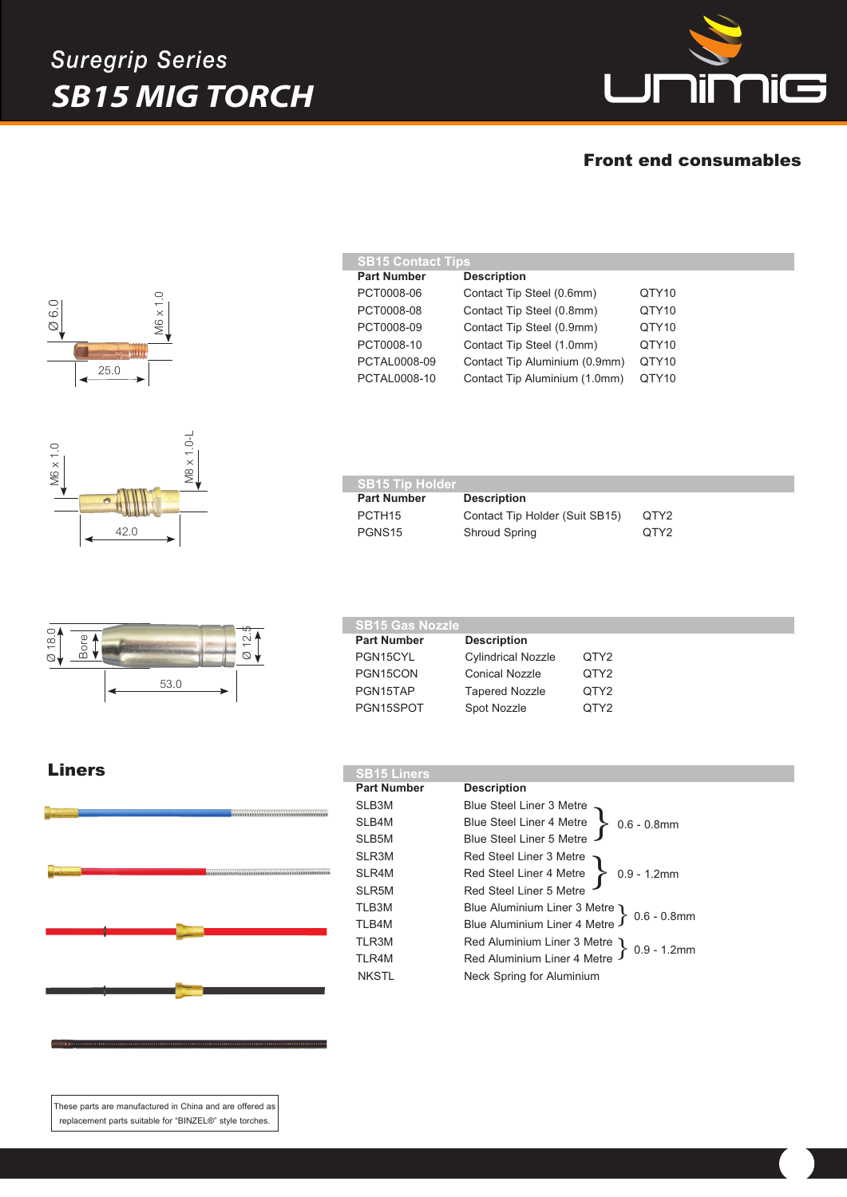# Suregrip Series

# SB15 MIG TORCH

UNIMIG

## Front end consumables

Ø 6.0

M6 x 1.0

25.0

### SB15 Contact Tips

| Part Number | Description | |
|---|---|---|
| PCT0008-06 | Contact Tip Steel (0.6mm) | QTY10 |
| PCT0008-08 | Contact Tip Steel (0.8mm) | QTY10 |
| PCT0008-09 | Contact Tip Steel (0.9mm) | QTY10 |
| PCT0008-10 | Contact Tip Steel (1.0mm) | QTY10 |
| PCTAL0008-09 | Contact Tip Aluminium (0.9mm) | QTY10 |
| PCTAL0008-10 | Contact Tip Aluminium (1.0mm) | QTY10 |

M6 x 1.0

M8 x 1.0-L

42.0

### SB15 Tip Holder

| Part Number | Description | |
|---|---|---|
| PCTH15 | Contact Tip Holder (Suit SB15) | QTY2 |
| PGNS15 | Shroud Spring | QTY2 |

Ø 18.0

Bore

Ø 12.5

53.0

### SB15 Gas Nozzle

| Part Number | Description | |
|---|---|---|
| PGN15CYL | Cylindrical Nozzle | QTY2 |
| PGN15CON | Conical Nozzle | QTY2 |
| PGN15TAP | Tapered Nozzle | QTY2 |
| PGN15SPOT | Spot Nozzle | QTY2 |

## Liners

### SB15 Liners

| Part Number | Description | |
|---|---|---|
| SLB3M | Blue Steel Liner 3 Metre | 0.6 - 0.8mm |
| SLB4M | Blue Steel Liner 4 Metre | 0.6 - 0.8mm |
| SLB5M | Blue Steel Liner 5 Metre | 0.6 - 0.8mm |
| SLR3M | Red Steel Liner 3 Metre | 0.9 - 1.2mm |
| SLR4M | Red Steel Liner 4 Metre | 0.9 - 1.2mm |
| SLR5M | Red Steel Liner 5 Metre | 0.9 - 1.2mm |
| TLB3M | Blue Aluminium Liner 3 Metre | 0.6 - 0.8mm |
| TLB4M | Blue Aluminium Liner 4 Metre | 0.6 - 0.8mm |
| TLR3M | Red Aluminium Liner 3 Metre | 0.9 - 1.2mm |
| TLR4M | Red Aluminium Liner 4 Metre | 0.9 - 1.2mm |
| NKSTL | Neck Spring for Aluminium | |

These parts are manufactured in China and are offered as replacement parts suitable for "BINZEL®" style torches.